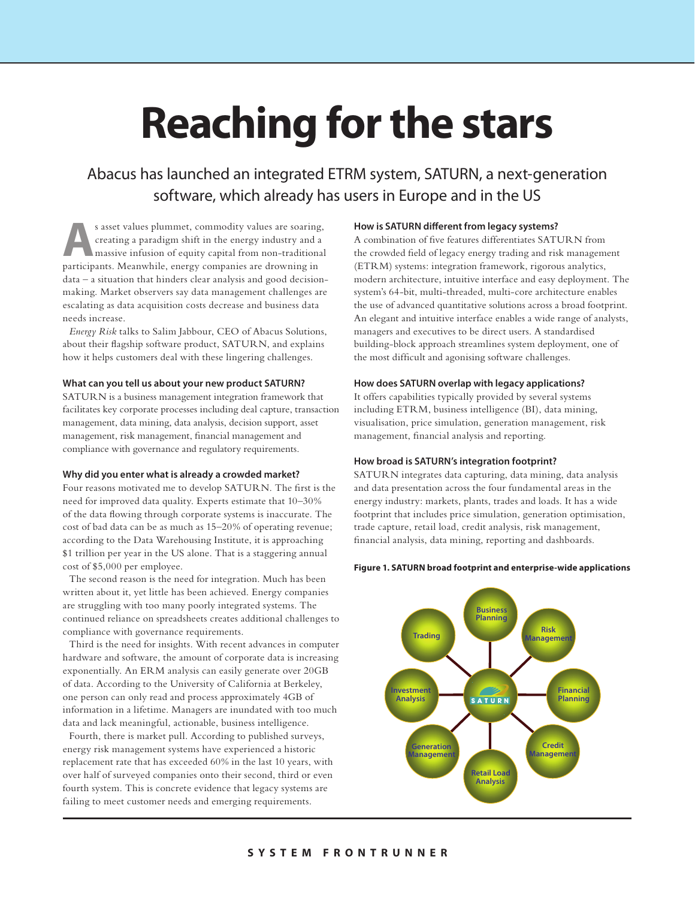# Reaching for the stars

Abacus has launched an integrated ETRM system, SATURN, a next-generation software, which already has users in Europe and in the US

As asset values plummet, commodity values are soaring, creating a paradigm shift in the energy industry and a massive infusion of equity capital from non-traditional participants. Meanwhile, energy companies are drowning in data – a situation that hinders clear analysis and good decision-making. Market observers say data management challenges are escalating as data acquisition costs decrease and business data needs increase.

*Energy Risk* talks to Salim Jabbour, CEO of Abacus Solutions, about their flagship software product, SATURN, and explains how it helps customers deal with these lingering challenges.

**What can you tell us about your new product SATURN?**

SATURN is a business management integration framework that facilitates key corporate processes including deal capture, transaction management, data mining, data analysis, decision support, asset management, risk management, financial management and compliance with governance and regulatory requirements.

**Why did you enter what is already a crowded market?**

Four reasons motivated me to develop SATURN. The first is the need for improved data quality. Experts estimate that 10–30% of the data flowing through corporate systems is inaccurate. The cost of bad data can be as much as 15–20% of operating revenue; according to the Data Warehousing Institute, it is approaching $1 trillion per year in the US alone. That is a staggering annual cost of $5,000 per employee.

The second reason is the need for integration. Much has been written about it, yet little has been achieved. Energy companies are struggling with too many poorly integrated systems. The continued reliance on spreadsheets creates additional challenges to compliance with governance requirements.

Third is the need for insights. With recent advances in computer hardware and software, the amount of corporate data is increasing exponentially. An ERM analysis can easily generate over 20GB of data. According to the University of California at Berkeley, one person can only read and process approximately 4GB of information in a lifetime. Managers are inundated with too much data and lack meaningful, actionable, business intelligence.

Fourth, there is market pull. According to published surveys, energy risk management systems have experienced a historic replacement rate that has exceeded 60% in the last 10 years, with over half of surveyed companies onto their second, third or even fourth system. This is concrete evidence that legacy systems are failing to meet customer needs and emerging requirements.

**How is SATURN different from legacy systems?**

A combination of five features differentiates SATURN from the crowded field of legacy energy trading and risk management (ETRM) systems: integration framework, rigorous analytics, modern architecture, intuitive interface and easy deployment. The system's 64-bit, multi-threaded, multi-core architecture enables the use of advanced quantitative solutions across a broad footprint. An elegant and intuitive interface enables a wide range of analysts, managers and executives to be direct users. A standardised building-block approach streamlines system deployment, one of the most difficult and agonising software challenges.

**How does SATURN overlap with legacy applications?**

It offers capabilities typically provided by several systems including ETRM, business intelligence (BI), data mining, visualisation, price simulation, generation management, risk management, financial analysis and reporting.

**How broad is SATURN's integration footprint?**

SATURN integrates data capturing, data mining, data analysis and data presentation across the four fundamental areas in the energy industry: markets, plants, trades and loads. It has a wide footprint that includes price simulation, generation optimisation, trade capture, retail load, credit analysis, risk management, financial analysis, data mining, reporting and dashboards.

**Figure 1. SATURN broad footprint and enterprise-wide applications**

SATURN: Business Planning, Risk Management, Financial Planning, Credit Management, Retail Load Analysis, Generation Management, Investment Analysis, Trading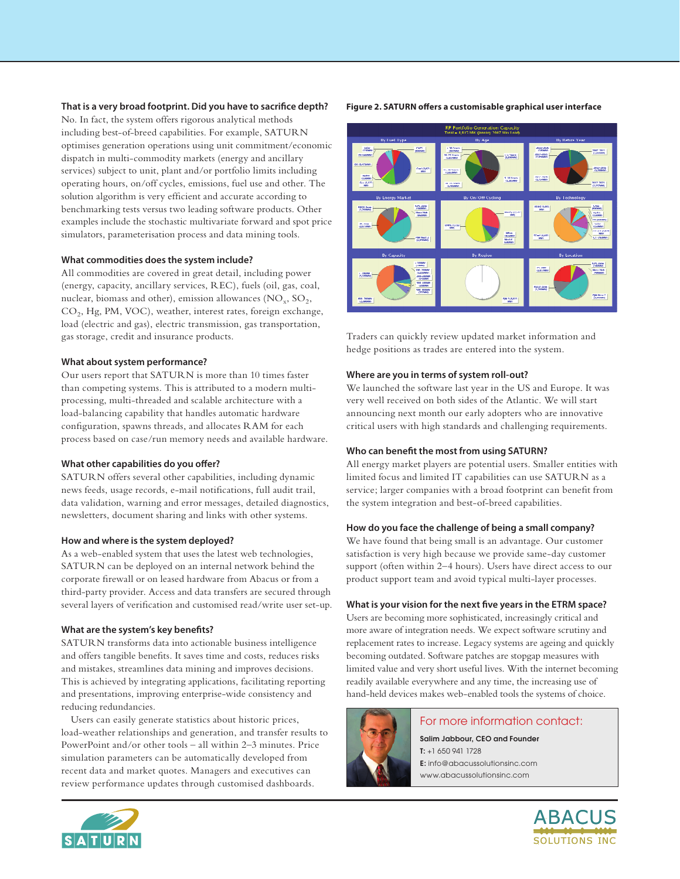**That is a very broad footprint. Did you have to sacrifice depth?**

No. In fact, the system offers rigorous analytical methods including best-of-breed capabilities. For example, SATURN optimises generation operations using unit commitment/economic dispatch in multi-commodity markets (energy and ancillary services) subject to unit, plant and/or portfolio limits including operating hours, on/off cycles, emissions, fuel use and other. The solution algorithm is very efficient and accurate according to benchmarking tests versus two leading software products. Other examples include the stochastic multivariate forward and spot price simulators, parameterisation process and data mining tools.

**What commodities does the system include?**

All commodities are covered in great detail, including power (energy, capacity, ancillary services, REC), fuels (oil, gas, coal, nuclear, biomass and other), emission allowances ($NO_x$, $SO_2$, $CO_2$, Hg, PM, VOC), weather, interest rates, foreign exchange, load (electric and gas), electric transmission, gas transportation, gas storage, credit and insurance products.

**What about system performance?**

Our users report that SATURN is more than 10 times faster than competing systems. This is attributed to a modern multi-processing, multi-threaded and scalable architecture with a load-balancing capability that handles automatic hardware configuration, spawns threads, and allocates RAM for each process based on case/run memory needs and available hardware.

**What other capabilities do you offer?**

SATURN offers several other capabilities, including dynamic news feeds, usage records, e-mail notifications, full audit trail, data validation, warning and error messages, detailed diagnostics, newsletters, document sharing and links with other systems.

**How and where is the system deployed?**

As a web-enabled system that uses the latest web technologies, SATURN can be deployed on an internal network behind the corporate firewall or on leased hardware from Abacus or from a third-party provider. Access and data transfers are secured through several layers of verification and customised read/write user set-up.

**What are the system's key benefits?**

SATURN transforms data into actionable business intelligence and offers tangible benefits. It saves time and costs, reduces risks and mistakes, streamlines data mining and improves decisions. This is achieved by integrating applications, facilitating reporting and presentations, improving enterprise-wide consistency and reducing redundancies.

Users can easily generate statistics about historic prices, load-weather relationships and generation, and transfer results to PowerPoint and/or other tools – all within 2–3 minutes. Price simulation parameters can be automatically developed from recent data and market quotes. Managers and executives can review performance updates through customised dashboards.

**Figure 2. SATURN offers a customisable graphical user interface**

RP Portfolio Generation Capacity

By Fuel Type
By Age
By Return Year
By Energy Market
By On/Off Cycling
By Technology
By Capacity
By Region
By Location

Traders can quickly review updated market information and hedge positions as trades are entered into the system.

**Where are you in terms of system roll-out?**

We launched the software last year in the US and Europe. It was very well received on both sides of the Atlantic. We will start announcing next month our early adopters who are innovative critical users with high standards and challenging requirements.

**Who can benefit the most from using SATURN?**

All energy market players are potential users. Smaller entities with limited focus and limited IT capabilities can use SATURN as a service; larger companies with a broad footprint can benefit from the system integration and best-of-breed capabilities.

**How do you face the challenge of being a small company?**

We have found that being small is an advantage. Our customer satisfaction is very high because we provide same-day customer support (often within 2–4 hours). Users have direct access to our product support team and avoid typical multi-layer processes.

**What is your vision for the next five years in the ETRM space?**

Users are becoming more sophisticated, increasingly critical and more aware of integration needs. We expect software scrutiny and replacement rates to increase. Legacy systems are ageing and quickly becoming outdated. Software patches are stopgap measures with limited value and very short useful lives. With the internet becoming readily available everywhere and any time, the increasing use of hand-held devices makes web-enabled tools the systems of choice.

For more information contact:

**Salim Jabbour, CEO and Founder**
**T:** +1 650 941 1728
**E:** info@abacussolutionsinc.com
www.abacussolutionsinc.com

SATURN

ABACUS SOLUTIONS INC